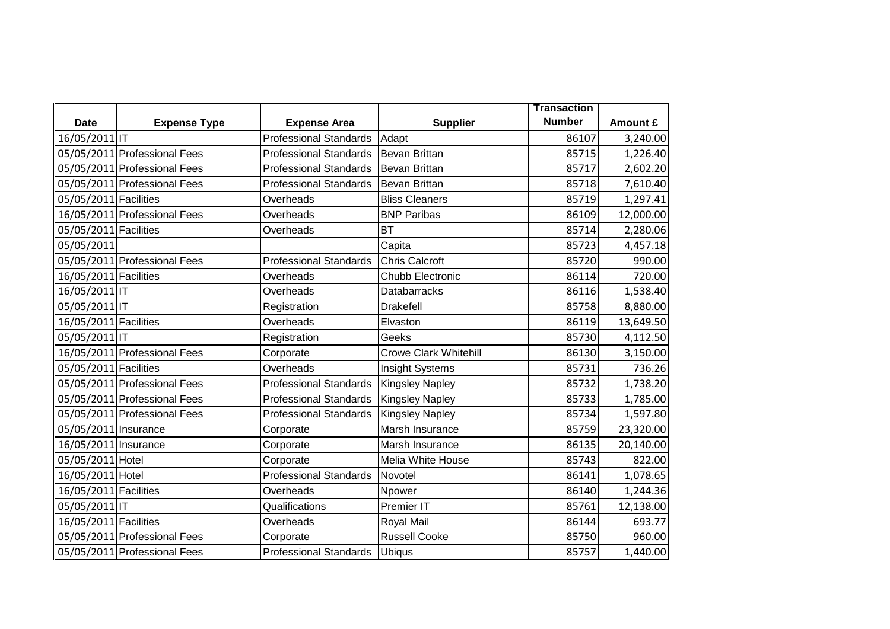| Date | Expense Type | Expense Area | Supplier | Transaction Number | Amount £ |
|---|---|---|---|---|---|
| 16/05/2011 | IT | Professional Standards | Adapt | 86107 | 3,240.00 |
| 05/05/2011 | Professional Fees | Professional Standards | Bevan Brittan | 85715 | 1,226.40 |
| 05/05/2011 | Professional Fees | Professional Standards | Bevan Brittan | 85717 | 2,602.20 |
| 05/05/2011 | Professional Fees | Professional Standards | Bevan Brittan | 85718 | 7,610.40 |
| 05/05/2011 | Facilities | Overheads | Bliss Cleaners | 85719 | 1,297.41 |
| 16/05/2011 | Professional Fees | Overheads | BNP Paribas | 86109 | 12,000.00 |
| 05/05/2011 | Facilities | Overheads | BT | 85714 | 2,280.06 |
| 05/05/2011 | | | Capita | 85723 | 4,457.18 |
| 05/05/2011 | Professional Fees | Professional Standards | Chris Calcroft | 85720 | 990.00 |
| 16/05/2011 | Facilities | Overheads | Chubb Electronic | 86114 | 720.00 |
| 16/05/2011 | IT | Overheads | Databarracks | 86116 | 1,538.40 |
| 05/05/2011 | IT | Registration | Drakefell | 85758 | 8,880.00 |
| 16/05/2011 | Facilities | Overheads | Elvaston | 86119 | 13,649.50 |
| 05/05/2011 | IT | Registration | Geeks | 85730 | 4,112.50 |
| 16/05/2011 | Professional Fees | Corporate | Crowe Clark Whitehill | 86130 | 3,150.00 |
| 05/05/2011 | Facilities | Overheads | Insight Systems | 85731 | 736.26 |
| 05/05/2011 | Professional Fees | Professional Standards | Kingsley Napley | 85732 | 1,738.20 |
| 05/05/2011 | Professional Fees | Professional Standards | Kingsley Napley | 85733 | 1,785.00 |
| 05/05/2011 | Professional Fees | Professional Standards | Kingsley Napley | 85734 | 1,597.80 |
| 05/05/2011 | Insurance | Corporate | Marsh Insurance | 85759 | 23,320.00 |
| 16/05/2011 | Insurance | Corporate | Marsh Insurance | 86135 | 20,140.00 |
| 05/05/2011 | Hotel | Corporate | Melia White House | 85743 | 822.00 |
| 16/05/2011 | Hotel | Professional Standards | Novotel | 86141 | 1,078.65 |
| 16/05/2011 | Facilities | Overheads | Npower | 86140 | 1,244.36 |
| 05/05/2011 | IT | Qualifications | Premier IT | 85761 | 12,138.00 |
| 16/05/2011 | Facilities | Overheads | Royal Mail | 86144 | 693.77 |
| 05/05/2011 | Professional Fees | Corporate | Russell Cooke | 85750 | 960.00 |
| 05/05/2011 | Professional Fees | Professional Standards | Ubiqus | 85757 | 1,440.00 |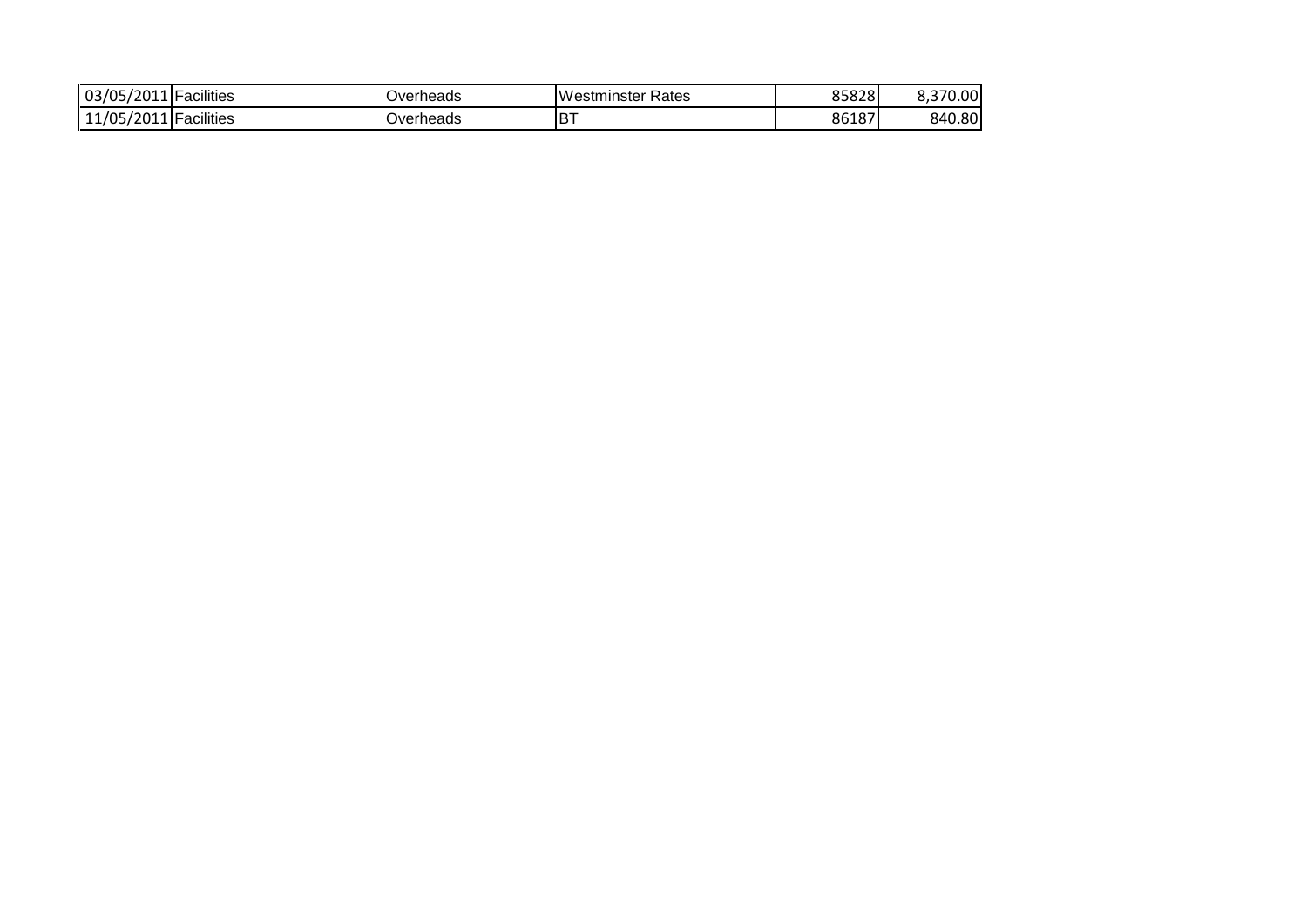| | | | | | |
|---|---|---|---|---|---|
| 03/05/2011 | Facilities | Overheads | Westminster Rates | 85828 | 8,370.00 |
| 11/05/2011 | Facilities | Overheads | BT | 86187 | 840.80 |